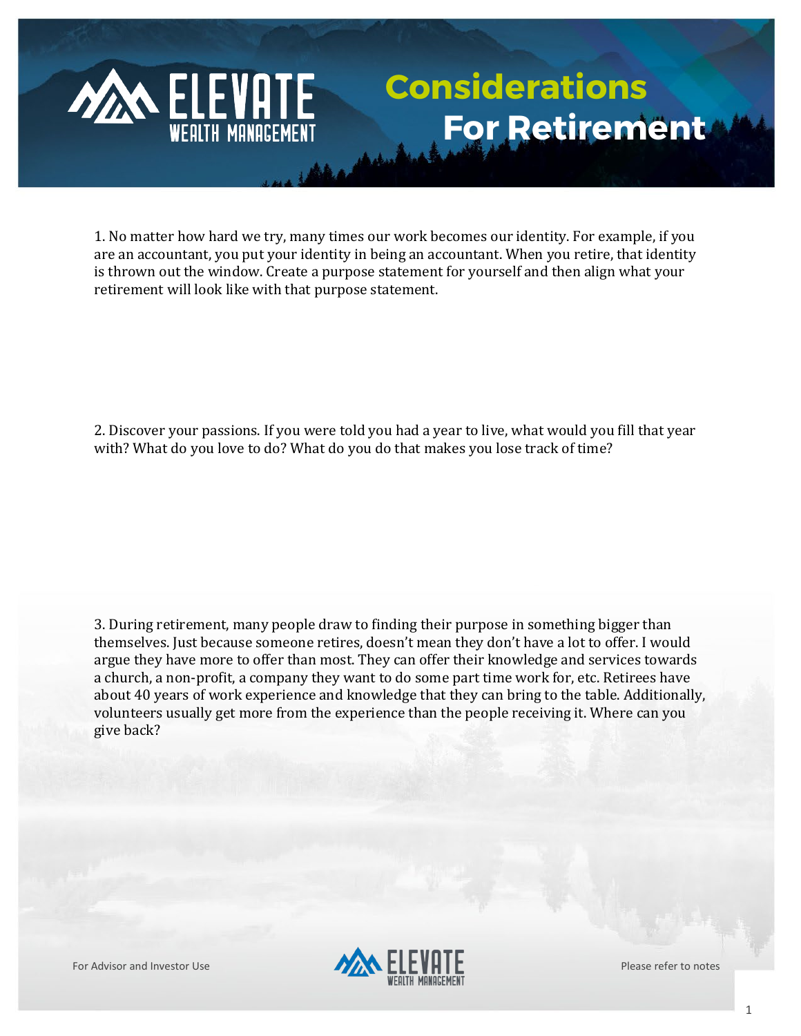# Considerations For Retirement

1. No matter how hard we try, many times our work becomes our identity. For example, if you are an accountant, you put your identity in being an accountant. When you retire, that identity is thrown out the window. Create a purpose statement for yourself and then align what your retirement will look like with that purpose statement.

2. Discover your passions. If you were told you had a year to live, what would you fill that year with? What do you love to do? What do you do that makes you lose track of time?

3. During retirement, many people draw to finding their purpose in something bigger than themselves. Just because someone retires, doesn't mean they don't have a lot to offer. I would argue they have more to offer than most. They can offer their knowledge and services towards a church, a non-profit, a company they want to do some part time work for, etc. Retirees have about 40 years of work experience and knowledge that they can bring to the table. Additionally, volunteers usually get more from the experience than the people receiving it. Where can you give back?

For Advisor and Investor Use

Please refer to notes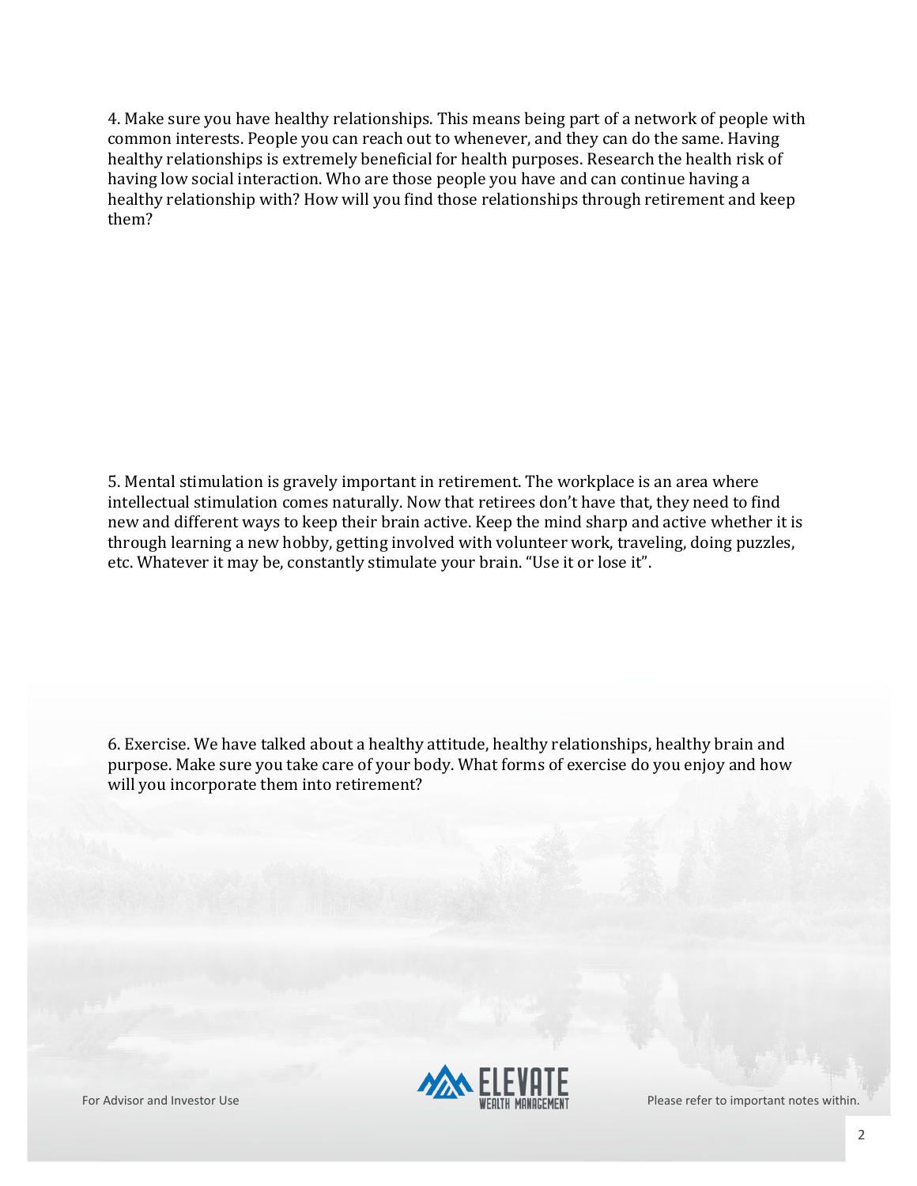4. Make sure you have healthy relationships. This means being part of a network of people with common interests. People you can reach out to whenever, and they can do the same. Having healthy relationships is extremely beneficial for health purposes. Research the health risk of having low social interaction. Who are those people you have and can continue having a healthy relationship with? How will you find those relationships through retirement and keep them?

5. Mental stimulation is gravely important in retirement. The workplace is an area where intellectual stimulation comes naturally. Now that retirees don't have that, they need to find new and different ways to keep their brain active. Keep the mind sharp and active whether it is through learning a new hobby, getting involved with volunteer work, traveling, doing puzzles, etc. Whatever it may be, constantly stimulate your brain. "Use it or lose it".

6. Exercise. We have talked about a healthy attitude, healthy relationships, healthy brain and purpose. Make sure you take care of your body. What forms of exercise do you enjoy and how will you incorporate them into retirement?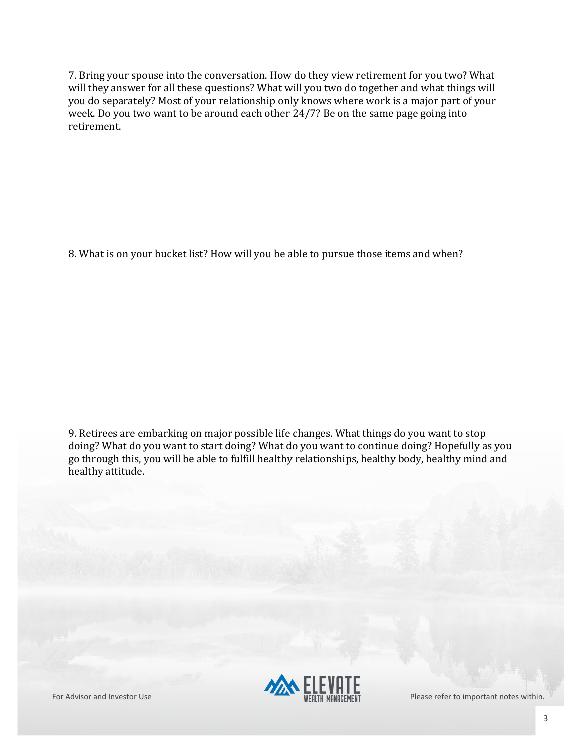7. Bring your spouse into the conversation. How do they view retirement for you two? What will they answer for all these questions? What will you two do together and what things will you do separately? Most of your relationship only knows where work is a major part of your week. Do you two want to be around each other 24/7? Be on the same page going into retirement.

8. What is on your bucket list? How will you be able to pursue those items and when?

9. Retirees are embarking on major possible life changes. What things do you want to stop doing? What do you want to start doing? What do you want to continue doing? Hopefully as you go through this, you will be able to fulfill healthy relationships, healthy body, healthy mind and healthy attitude.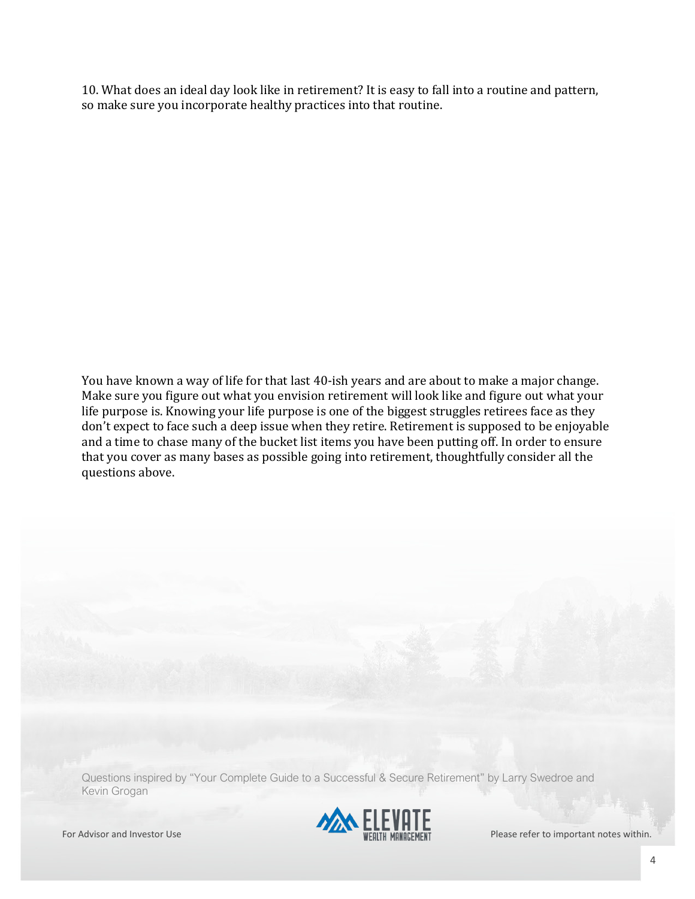10. What does an ideal day look like in retirement? It is easy to fall into a routine and pattern, so make sure you incorporate healthy practices into that routine.

You have known a way of life for that last 40-ish years and are about to make a major change. Make sure you figure out what you envision retirement will look like and figure out what your life purpose is. Knowing your life purpose is one of the biggest struggles retirees face as they don't expect to face such a deep issue when they retire. Retirement is supposed to be enjoyable and a time to chase many of the bucket list items you have been putting off. In order to ensure that you cover as many bases as possible going into retirement, thoughtfully consider all the questions above.

Questions inspired by "Your Complete Guide to a Successful & Secure Retirement" by Larry Swedroe and Kevin Grogan